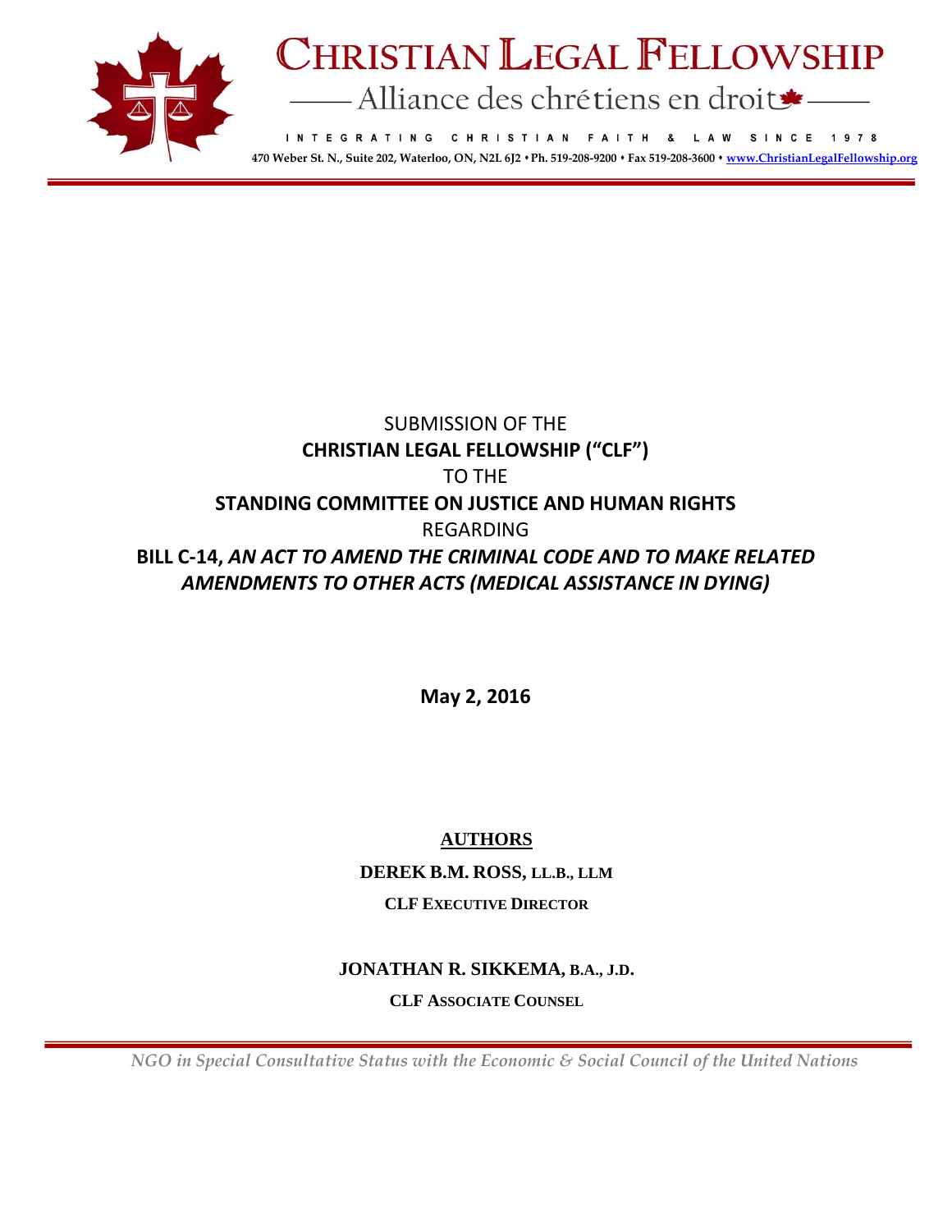# CHRISTIAN LEGAL FELLOWSHIP

Alliance des chrétiens en droit

INTEGRATING CHRISTIAN FAITH & LAW SINCE 1978

470 Weber St. N., Suite 202, Waterloo, ON, N2L 6J2 • Ph. 519-208-9200 • Fax 519-208-3600 • www.ChristianLegalFellowship.org

SUBMISSION OF THE

**CHRISTIAN LEGAL FELLOWSHIP ("CLF")**

TO THE

**STANDING COMMITTEE ON JUSTICE AND HUMAN RIGHTS**

REGARDING

**BILL C-14, *AN ACT TO AMEND THE CRIMINAL CODE AND TO MAKE RELATED AMENDMENTS TO OTHER ACTS (MEDICAL ASSISTANCE IN DYING)***

**May 2, 2016**

**AUTHORS**

**DEREK B.M. ROSS, LL.B., LLM**

**CLF EXECUTIVE DIRECTOR**

**JONATHAN R. SIKKEMA, B.A., J.D.**

**CLF ASSOCIATE COUNSEL**

*NGO in Special Consultative Status with the Economic & Social Council of the United Nations*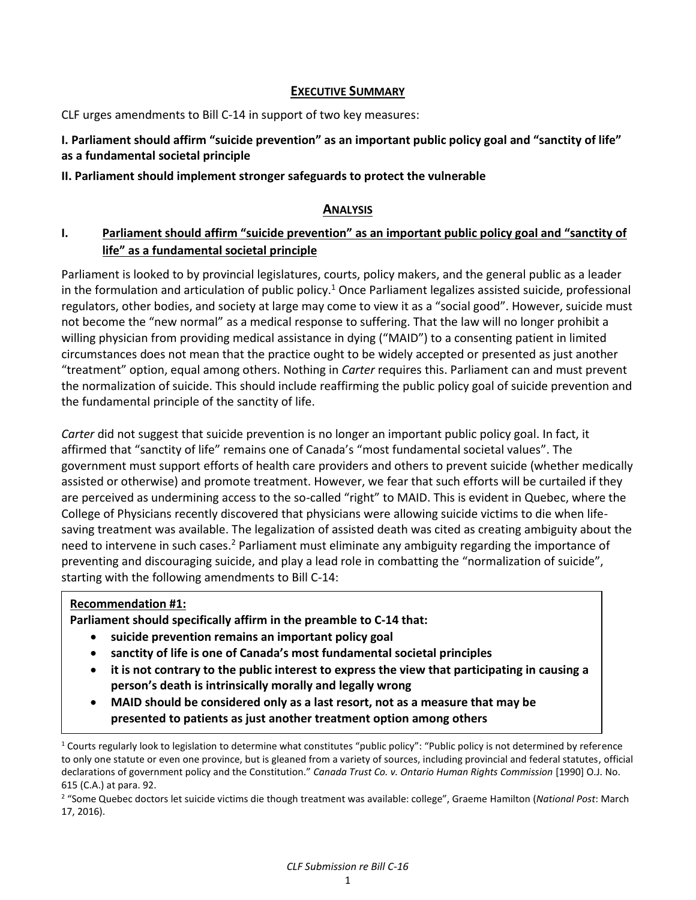## EXECUTIVE SUMMARY

CLF urges amendments to Bill C-14 in support of two key measures:

**I. Parliament should affirm "suicide prevention" as an important public policy goal and "sanctity of life" as a fundamental societal principle**

**II. Parliament should implement stronger safeguards to protect the vulnerable**

## ANALYSIS

### I. Parliament should affirm "suicide prevention" as an important public policy goal and "sanctity of life" as a fundamental societal principle

Parliament is looked to by provincial legislatures, courts, policy makers, and the general public as a leader in the formulation and articulation of public policy.[1] Once Parliament legalizes assisted suicide, professional regulators, other bodies, and society at large may come to view it as a "social good". However, suicide must not become the "new normal" as a medical response to suffering. That the law will no longer prohibit a willing physician from providing medical assistance in dying ("MAID") to a consenting patient in limited circumstances does not mean that the practice ought to be widely accepted or presented as just another "treatment" option, equal among others. Nothing in *Carter* requires this. Parliament can and must prevent the normalization of suicide. This should include reaffirming the public policy goal of suicide prevention and the fundamental principle of the sanctity of life.

*Carter* did not suggest that suicide prevention is no longer an important public policy goal. In fact, it affirmed that "sanctity of life" remains one of Canada's "most fundamental societal values". The government must support efforts of health care providers and others to prevent suicide (whether medically assisted or otherwise) and promote treatment. However, we fear that such efforts will be curtailed if they are perceived as undermining access to the so-called "right" to MAID. This is evident in Quebec, where the College of Physicians recently discovered that physicians were allowing suicide victims to die when life-saving treatment was available. The legalization of assisted death was cited as creating ambiguity about the need to intervene in such cases.[2] Parliament must eliminate any ambiguity regarding the importance of preventing and discouraging suicide, and play a lead role in combatting the "normalization of suicide", starting with the following amendments to Bill C-14:

> **Recommendation #1:**
>
> **Parliament should specifically affirm in the preamble to C-14 that:**
>
> - **suicide prevention remains an important policy goal**
> - **sanctity of life is one of Canada's most fundamental societal principles**
> - **it is not contrary to the public interest to express the view that participating in causing a person's death is intrinsically morally and legally wrong**
> - **MAID should be considered only as a last resort, not as a measure that may be presented to patients as just another treatment option among others**

[1] Courts regularly look to legislation to determine what constitutes "public policy": "Public policy is not determined by reference to only one statute or even one province, but is gleaned from a variety of sources, including provincial and federal statutes, official declarations of government policy and the Constitution." *Canada Trust Co. v. Ontario Human Rights Commission* [1990] O.J. No. 615 (C.A.) at para. 92.

[2] "Some Quebec doctors let suicide victims die though treatment was available: college", Graeme Hamilton (*National Post*: March 17, 2016).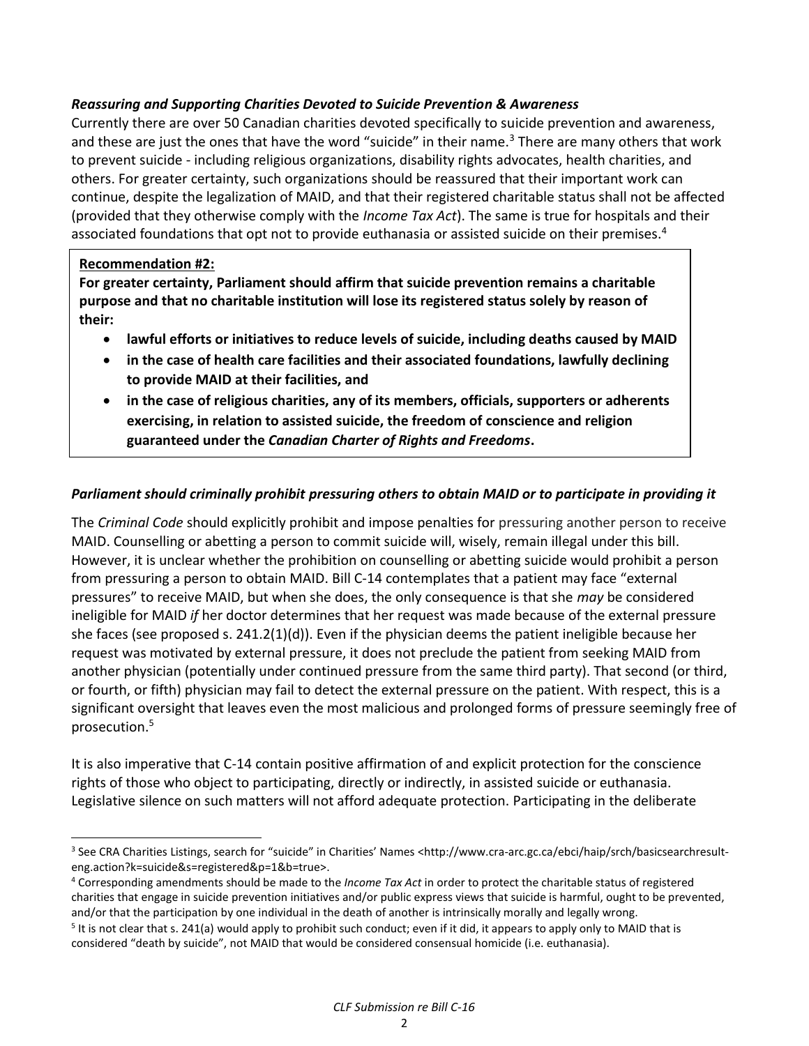***Reassuring and Supporting Charities Devoted to Suicide Prevention & Awareness***

Currently there are over 50 Canadian charities devoted specifically to suicide prevention and awareness, and these are just the ones that have the word "suicide" in their name.[3] There are many others that work to prevent suicide - including religious organizations, disability rights advocates, health charities, and others. For greater certainty, such organizations should be reassured that their important work can continue, despite the legalization of MAID, and that their registered charitable status shall not be affected (provided that they otherwise comply with the *Income Tax Act*). The same is true for hospitals and their associated foundations that opt not to provide euthanasia or assisted suicide on their premises.[4]

> **Recommendation #2:**
>
> **For greater certainty, Parliament should affirm that suicide prevention remains a charitable purpose and that no charitable institution will lose its registered status solely by reason of their:**
>
> - **lawful efforts or initiatives to reduce levels of suicide, including deaths caused by MAID**
> - **in the case of health care facilities and their associated foundations, lawfully declining to provide MAID at their facilities, and**
> - **in the case of religious charities, any of its members, officials, supporters or adherents exercising, in relation to assisted suicide, the freedom of conscience and religion guaranteed under the *Canadian Charter of Rights and Freedoms*.**

***Parliament should criminally prohibit pressuring others to obtain MAID or to participate in providing it***

The *Criminal Code* should explicitly prohibit and impose penalties for pressuring another person to receive MAID. Counselling or abetting a person to commit suicide will, wisely, remain illegal under this bill. However, it is unclear whether the prohibition on counselling or abetting suicide would prohibit a person from pressuring a person to obtain MAID. Bill C-14 contemplates that a patient may face "external pressures" to receive MAID, but when she does, the only consequence is that she *may* be considered ineligible for MAID *if* her doctor determines that her request was made because of the external pressure she faces (see proposed s. 241.2(1)(d)). Even if the physician deems the patient ineligible because her request was motivated by external pressure, it does not preclude the patient from seeking MAID from another physician (potentially under continued pressure from the same third party). That second (or third, or fourth, or fifth) physician may fail to detect the external pressure on the patient. With respect, this is a significant oversight that leaves even the most malicious and prolonged forms of pressure seemingly free of prosecution.[5]

It is also imperative that C-14 contain positive affirmation of and explicit protection for the conscience rights of those who object to participating, directly or indirectly, in assisted suicide or euthanasia. Legislative silence on such matters will not afford adequate protection. Participating in the deliberate

---

[3] See CRA Charities Listings, search for "suicide" in Charities' Names <http://www.cra-arc.gc.ca/ebci/haip/srch/basicsearchresult-eng.action?k=suicide&s=registered&p=1&b=true>.

[4] Corresponding amendments should be made to the *Income Tax Act* in order to protect the charitable status of registered charities that engage in suicide prevention initiatives and/or public express views that suicide is harmful, ought to be prevented, and/or that the participation by one individual in the death of another is intrinsically morally and legally wrong.

[5] It is not clear that s. 241(a) would apply to prohibit such conduct; even if it did, it appears to apply only to MAID that is considered "death by suicide", not MAID that would be considered consensual homicide (i.e. euthanasia).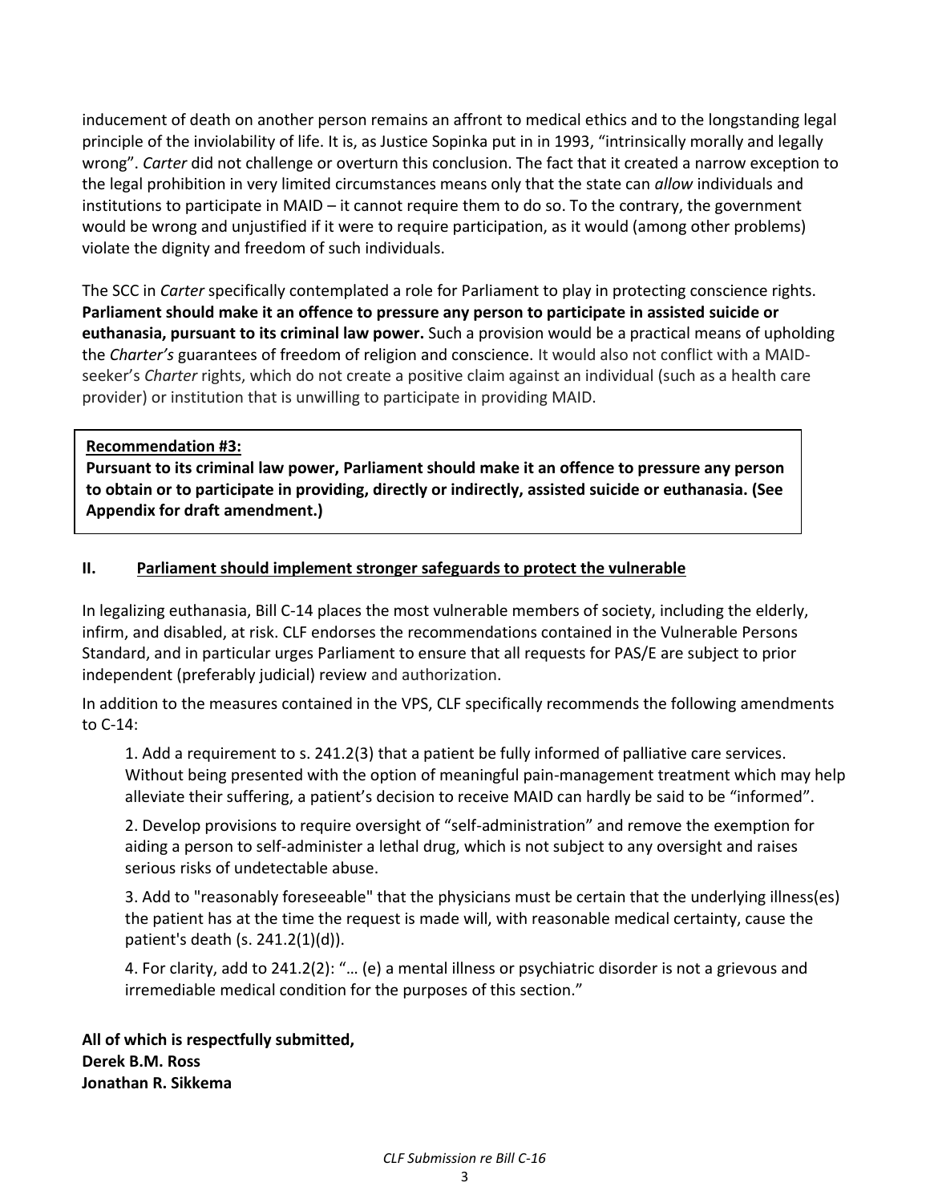inducement of death on another person remains an affront to medical ethics and to the longstanding legal principle of the inviolability of life. It is, as Justice Sopinka put in in 1993, "intrinsically morally and legally wrong". *Carter* did not challenge or overturn this conclusion. The fact that it created a narrow exception to the legal prohibition in very limited circumstances means only that the state can *allow* individuals and institutions to participate in MAID – it cannot require them to do so. To the contrary, the government would be wrong and unjustified if it were to require participation, as it would (among other problems) violate the dignity and freedom of such individuals.

The SCC in *Carter* specifically contemplated a role for Parliament to play in protecting conscience rights. **Parliament should make it an offence to pressure any person to participate in assisted suicide or euthanasia, pursuant to its criminal law power.** Such a provision would be a practical means of upholding the *Charter's* guarantees of freedom of religion and conscience. It would also not conflict with a MAID-seeker's *Charter* rights, which do not create a positive claim against an individual (such as a health care provider) or institution that is unwilling to participate in providing MAID.

> **Recommendation #3:**
> **Pursuant to its criminal law power, Parliament should make it an offence to pressure any person to obtain or to participate in providing, directly or indirectly, assisted suicide or euthanasia. (See Appendix for draft amendment.)**

## II. Parliament should implement stronger safeguards to protect the vulnerable

In legalizing euthanasia, Bill C-14 places the most vulnerable members of society, including the elderly, infirm, and disabled, at risk. CLF endorses the recommendations contained in the Vulnerable Persons Standard, and in particular urges Parliament to ensure that all requests for PAS/E are subject to prior independent (preferably judicial) review and authorization.

In addition to the measures contained in the VPS, CLF specifically recommends the following amendments to C-14:

1. Add a requirement to s. 241.2(3) that a patient be fully informed of palliative care services. Without being presented with the option of meaningful pain-management treatment which may help alleviate their suffering, a patient's decision to receive MAID can hardly be said to be "informed".

2. Develop provisions to require oversight of "self-administration" and remove the exemption for aiding a person to self-administer a lethal drug, which is not subject to any oversight and raises serious risks of undetectable abuse.

3. Add to "reasonably foreseeable" that the physicians must be certain that the underlying illness(es) the patient has at the time the request is made will, with reasonable medical certainty, cause the patient's death (s. 241.2(1)(d)).

4. For clarity, add to 241.2(2): "… (e) a mental illness or psychiatric disorder is not a grievous and irremediable medical condition for the purposes of this section."

**All of which is respectfully submitted,**
**Derek B.M. Ross**
**Jonathan R. Sikkema**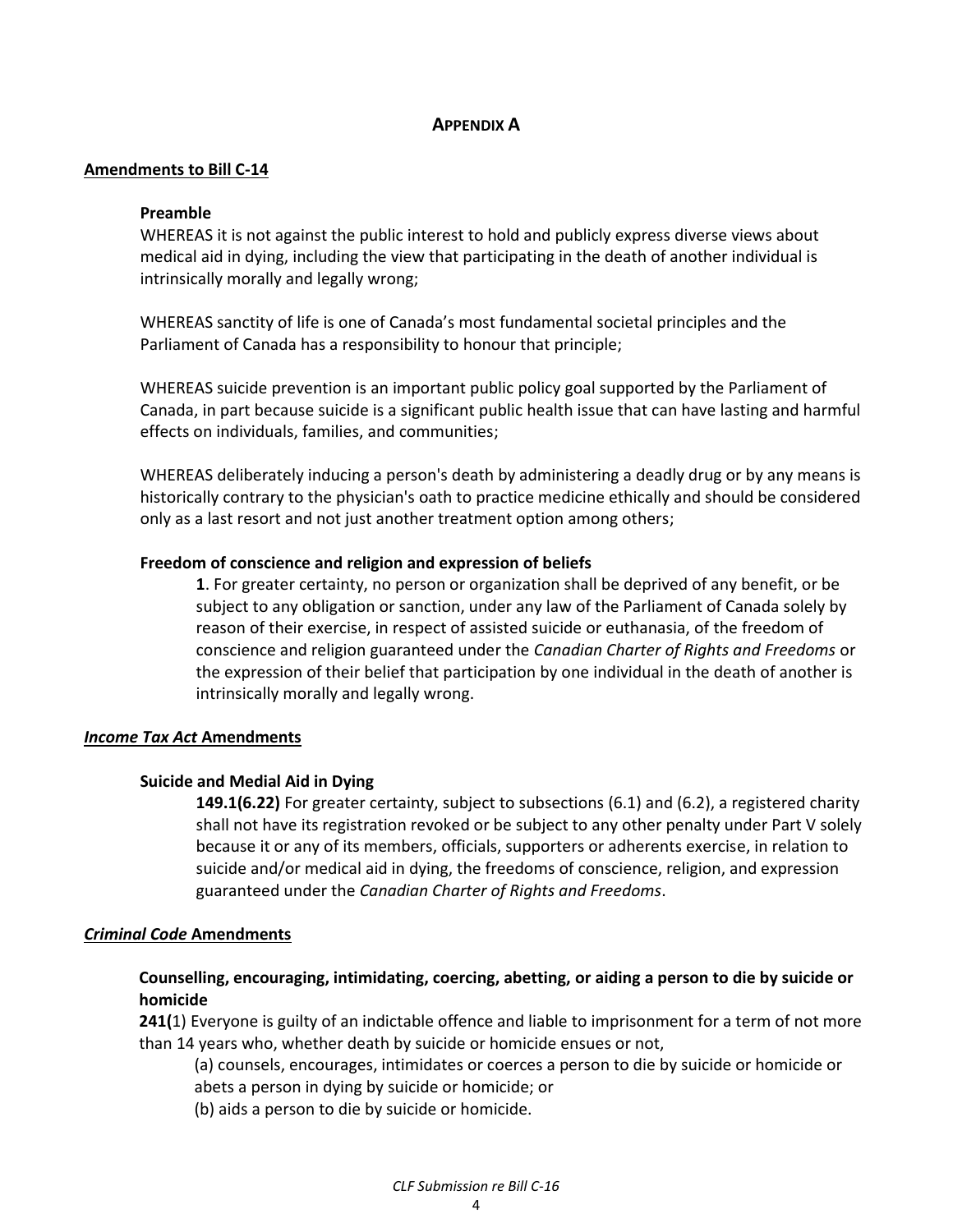## APPENDIX A

**Amendments to Bill C-14**

**Preamble**

WHEREAS it is not against the public interest to hold and publicly express diverse views about medical aid in dying, including the view that participating in the death of another individual is intrinsically morally and legally wrong;

WHEREAS sanctity of life is one of Canada's most fundamental societal principles and the Parliament of Canada has a responsibility to honour that principle;

WHEREAS suicide prevention is an important public policy goal supported by the Parliament of Canada, in part because suicide is a significant public health issue that can have lasting and harmful effects on individuals, families, and communities;

WHEREAS deliberately inducing a person's death by administering a deadly drug or by any means is historically contrary to the physician's oath to practice medicine ethically and should be considered only as a last resort and not just another treatment option among others;

**Freedom of conscience and religion and expression of beliefs**

> **1**. For greater certainty, no person or organization shall be deprived of any benefit, or be subject to any obligation or sanction, under any law of the Parliament of Canada solely by reason of their exercise, in respect of assisted suicide or euthanasia, of the freedom of conscience and religion guaranteed under the *Canadian Charter of Rights and Freedoms* or the expression of their belief that participation by one individual in the death of another is intrinsically morally and legally wrong.

***Income Tax Act* Amendments**

**Suicide and Medial Aid in Dying**

> **149.1(6.22)** For greater certainty, subject to subsections (6.1) and (6.2), a registered charity shall not have its registration revoked or be subject to any other penalty under Part V solely because it or any of its members, officials, supporters or adherents exercise, in relation to suicide and/or medical aid in dying, the freedoms of conscience, religion, and expression guaranteed under the *Canadian Charter of Rights and Freedoms*.

***Criminal Code* Amendments**

**Counselling, encouraging, intimidating, coercing, abetting, or aiding a person to die by suicide or homicide**

**241(**1) Everyone is guilty of an indictable offence and liable to imprisonment for a term of not more than 14 years who, whether death by suicide or homicide ensues or not,

> (a) counsels, encourages, intimidates or coerces a person to die by suicide or homicide or abets a person in dying by suicide or homicide; or
>
> (b) aids a person to die by suicide or homicide.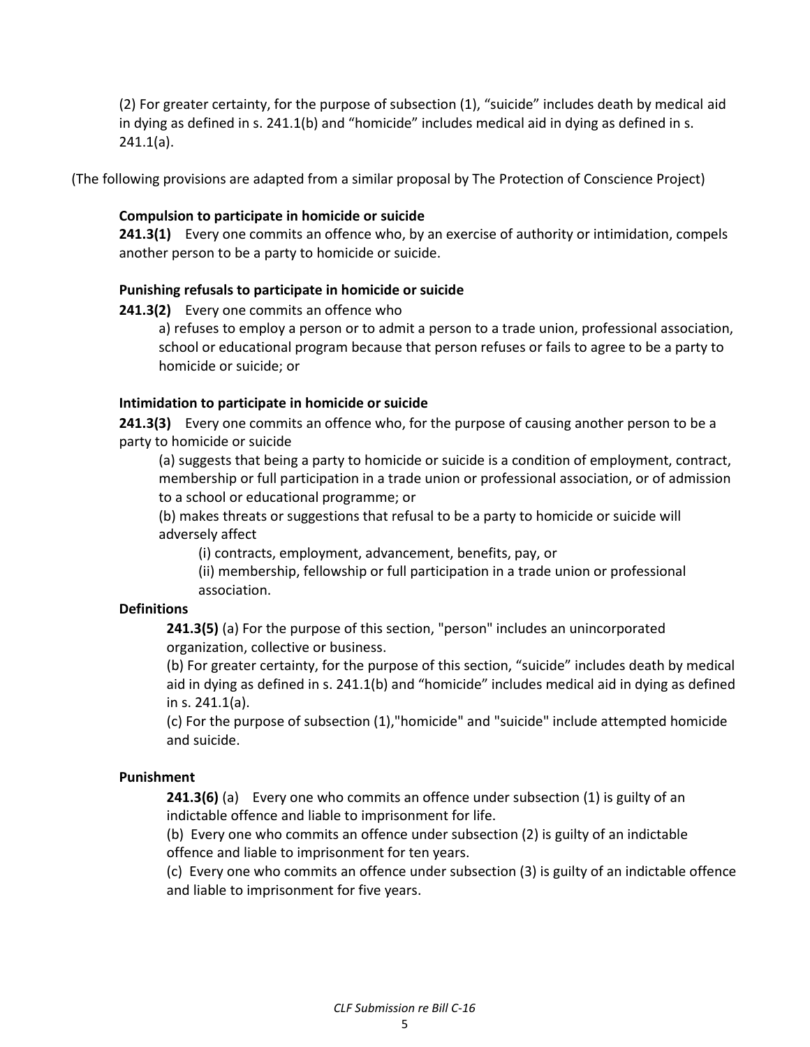(2) For greater certainty, for the purpose of subsection (1), “suicide” includes death by medical aid in dying as defined in s. 241.1(b) and “homicide” includes medical aid in dying as defined in s. 241.1(a).

(The following provisions are adapted from a similar proposal by The Protection of Conscience Project)

**Compulsion to participate in homicide or suicide**

**241.3(1)** Every one commits an offence who, by an exercise of authority or intimidation, compels another person to be a party to homicide or suicide.

**Punishing refusals to participate in homicide or suicide**

**241.3(2)** Every one commits an offence who

a) refuses to employ a person or to admit a person to a trade union, professional association, school or educational program because that person refuses or fails to agree to be a party to homicide or suicide; or

**Intimidation to participate in homicide or suicide**

**241.3(3)** Every one commits an offence who, for the purpose of causing another person to be a party to homicide or suicide

(a) suggests that being a party to homicide or suicide is a condition of employment, contract, membership or full participation in a trade union or professional association, or of admission to a school or educational programme; or

(b) makes threats or suggestions that refusal to be a party to homicide or suicide will adversely affect

(i) contracts, employment, advancement, benefits, pay, or

(ii) membership, fellowship or full participation in a trade union or professional association.

**Definitions**

**241.3(5)** (a) For the purpose of this section, "person" includes an unincorporated organization, collective or business.

(b) For greater certainty, for the purpose of this section, “suicide” includes death by medical aid in dying as defined in s. 241.1(b) and “homicide” includes medical aid in dying as defined in s. 241.1(a).

(c) For the purpose of subsection (1),"homicide" and "suicide" include attempted homicide and suicide.

**Punishment**

**241.3(6)** (a) Every one who commits an offence under subsection (1) is guilty of an indictable offence and liable to imprisonment for life.

(b) Every one who commits an offence under subsection (2) is guilty of an indictable offence and liable to imprisonment for ten years.

(c) Every one who commits an offence under subsection (3) is guilty of an indictable offence and liable to imprisonment for five years.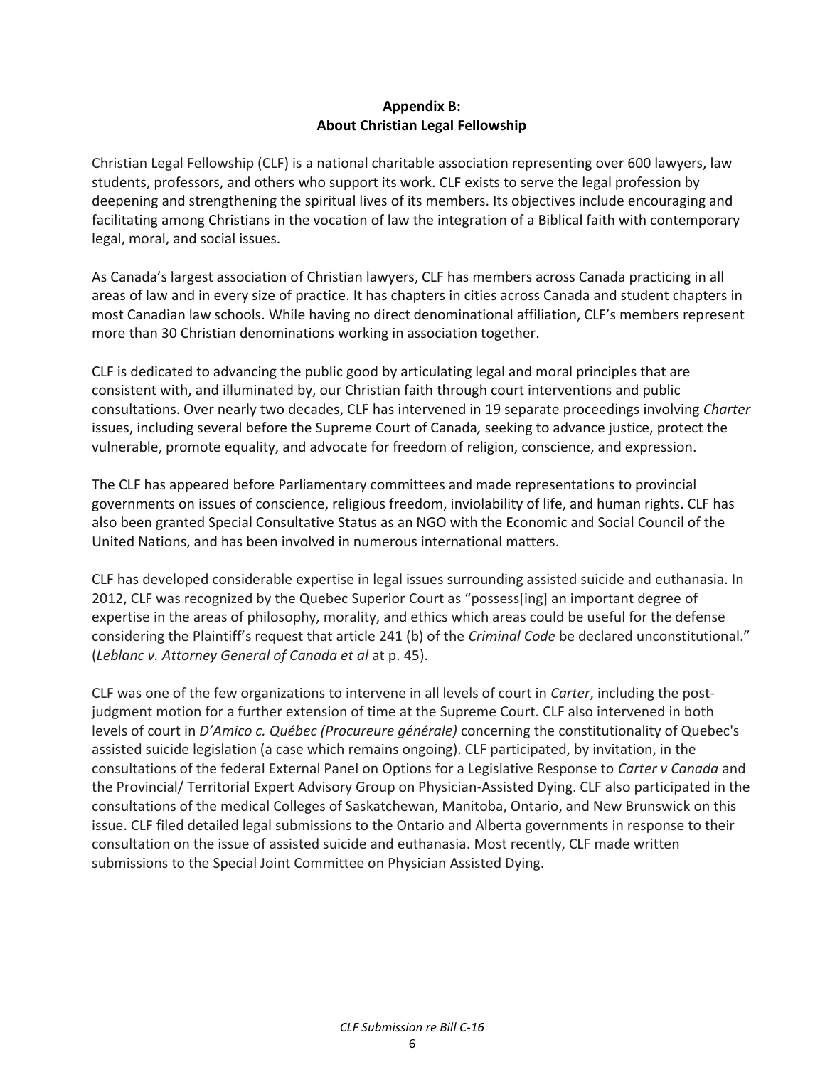## Appendix B: About Christian Legal Fellowship

Christian Legal Fellowship (CLF) is a national charitable association representing over 600 lawyers, law students, professors, and others who support its work. CLF exists to serve the legal profession by deepening and strengthening the spiritual lives of its members. Its objectives include encouraging and facilitating among Christians in the vocation of law the integration of a Biblical faith with contemporary legal, moral, and social issues.

As Canada's largest association of Christian lawyers, CLF has members across Canada practicing in all areas of law and in every size of practice. It has chapters in cities across Canada and student chapters in most Canadian law schools. While having no direct denominational affiliation, CLF's members represent more than 30 Christian denominations working in association together.

CLF is dedicated to advancing the public good by articulating legal and moral principles that are consistent with, and illuminated by, our Christian faith through court interventions and public consultations. Over nearly two decades, CLF has intervened in 19 separate proceedings involving *Charter* issues, including several before the Supreme Court of Canada, seeking to advance justice, protect the vulnerable, promote equality, and advocate for freedom of religion, conscience, and expression.

The CLF has appeared before Parliamentary committees and made representations to provincial governments on issues of conscience, religious freedom, inviolability of life, and human rights. CLF has also been granted Special Consultative Status as an NGO with the Economic and Social Council of the United Nations, and has been involved in numerous international matters.

CLF has developed considerable expertise in legal issues surrounding assisted suicide and euthanasia. In 2012, CLF was recognized by the Quebec Superior Court as "possess[ing] an important degree of expertise in the areas of philosophy, morality, and ethics which areas could be useful for the defense considering the Plaintiff's request that article 241 (b) of the *Criminal Code* be declared unconstitutional." (*Leblanc v. Attorney General of Canada et al* at p. 45).

CLF was one of the few organizations to intervene in all levels of court in *Carter*, including the post-judgment motion for a further extension of time at the Supreme Court. CLF also intervened in both levels of court in *D'Amico c. Québec (Procureure générale)* concerning the constitutionality of Quebec's assisted suicide legislation (a case which remains ongoing). CLF participated, by invitation, in the consultations of the federal External Panel on Options for a Legislative Response to *Carter v Canada* and the Provincial/ Territorial Expert Advisory Group on Physician-Assisted Dying. CLF also participated in the consultations of the medical Colleges of Saskatchewan, Manitoba, Ontario, and New Brunswick on this issue. CLF filed detailed legal submissions to the Ontario and Alberta governments in response to their consultation on the issue of assisted suicide and euthanasia. Most recently, CLF made written submissions to the Special Joint Committee on Physician Assisted Dying.